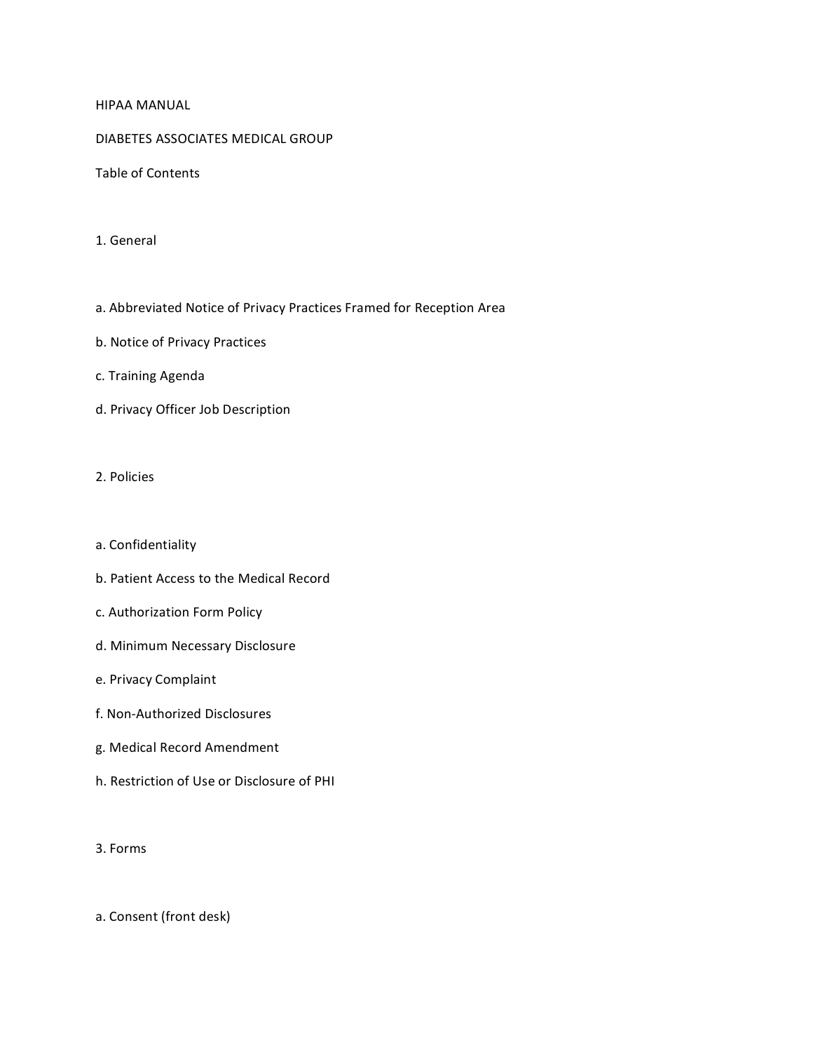# HIPAA MANUAL

## DIABETES ASSOCIATES MEDICAL GROUP

### Table of Contents

1. General

a. Abbreviated Notice of Privacy Practices Framed for Reception Area

b. Notice of Privacy Practices

c. Training Agenda

d. Privacy Officer Job Description

2. Policies

a. Confidentiality

b. Patient Access to the Medical Record

c. Authorization Form Policy

d. Minimum Necessary Disclosure

e. Privacy Complaint

f. Non-Authorized Disclosures

g. Medical Record Amendment

h. Restriction of Use or Disclosure of PHI

3. Forms

a. Consent (front desk)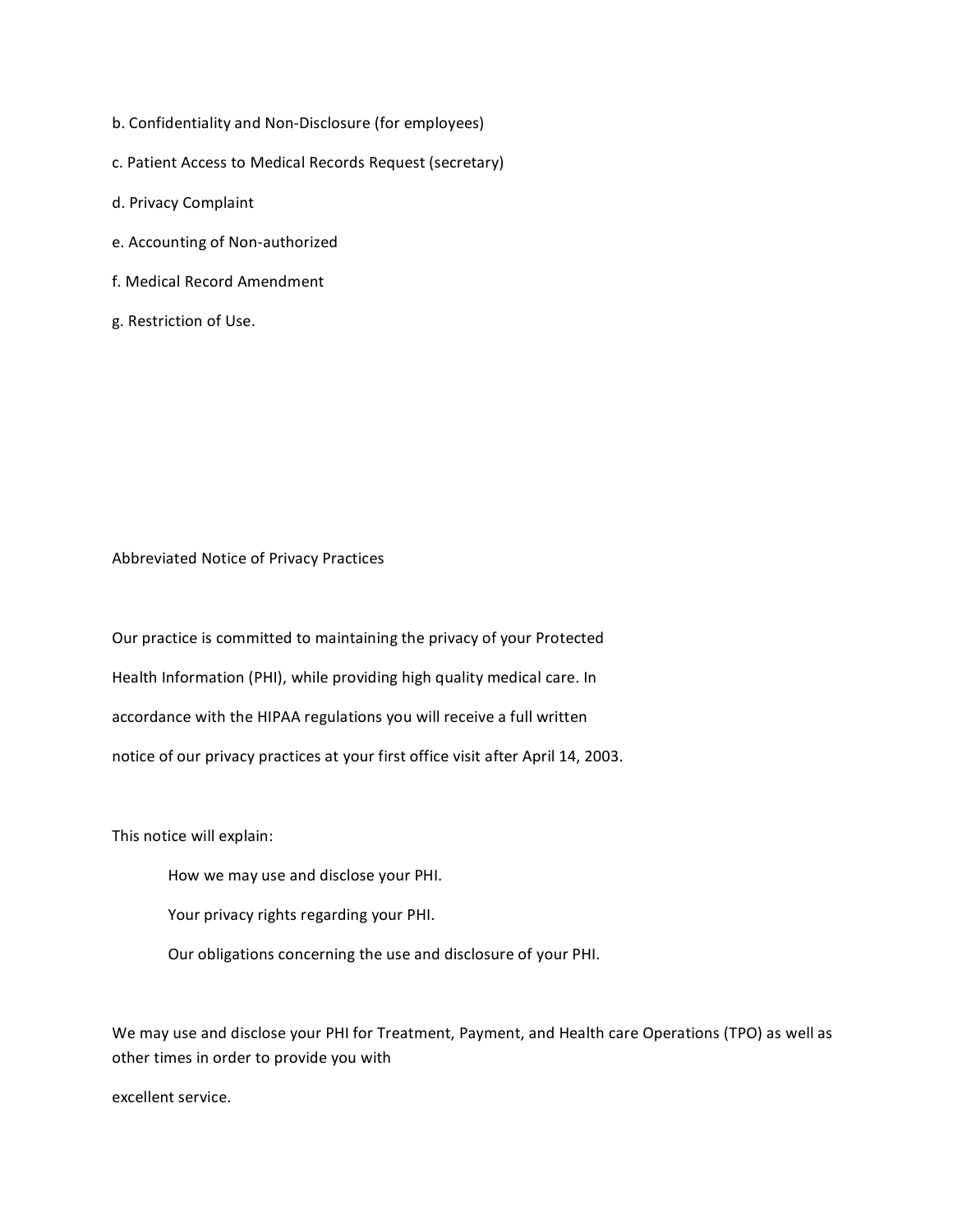b. Confidentiality and Non-Disclosure (for employees)

c. Patient Access to Medical Records Request (secretary)

d. Privacy Complaint

e. Accounting of Non-authorized

f. Medical Record Amendment

g. Restriction of Use.

## Abbreviated Notice of Privacy Practices

Our practice is committed to maintaining the privacy of your Protected Health Information (PHI), while providing high quality medical care. In accordance with the HIPAA regulations you will receive a full written notice of our privacy practices at your first office visit after April 14, 2003.

This notice will explain:

- How we may use and disclose your PHI.
- Your privacy rights regarding your PHI.
- Our obligations concerning the use and disclosure of your PHI.

We may use and disclose your PHI for Treatment, Payment, and Health care Operations (TPO) as well as other times in order to provide you with excellent service.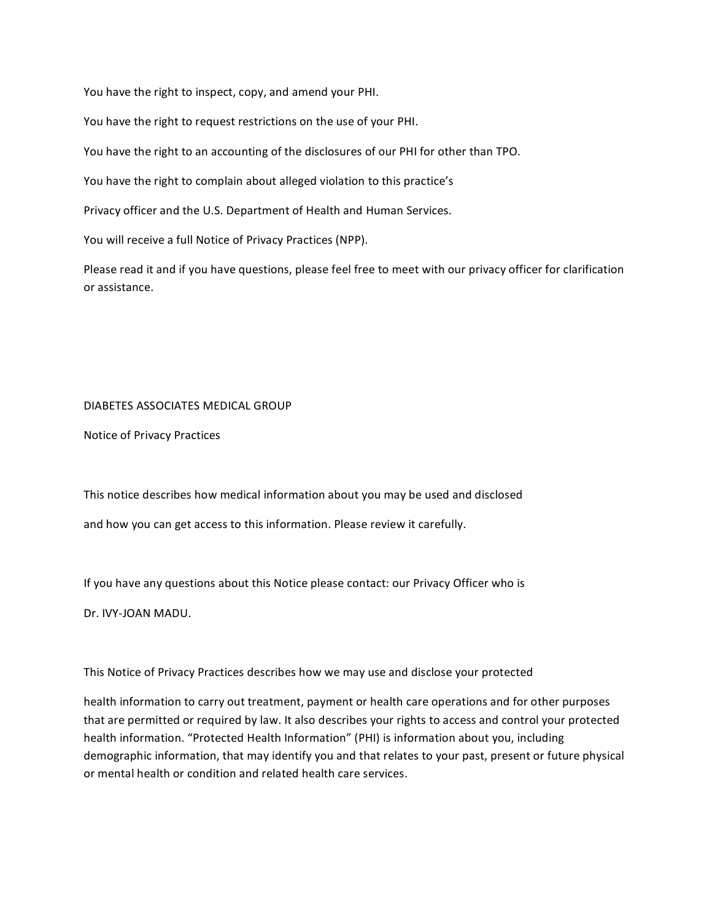You have the right to inspect, copy, and amend your PHI.

You have the right to request restrictions on the use of your PHI.

You have the right to an accounting of the disclosures of our PHI for other than TPO.

You have the right to complain about alleged violation to this practice's

Privacy officer and the U.S. Department of Health and Human Services.

You will receive a full Notice of Privacy Practices (NPP).

Please read it and if you have questions, please feel free to meet with our privacy officer for clarification or assistance.

DIABETES ASSOCIATES MEDICAL GROUP

Notice of Privacy Practices

This notice describes how medical information about you may be used and disclosed

and how you can get access to this information. Please review it carefully.

If you have any questions about this Notice please contact: our Privacy Officer who is

Dr. IVY-JOAN MADU.

This Notice of Privacy Practices describes how we may use and disclose your protected

health information to carry out treatment, payment or health care operations and for other purposes that are permitted or required by law. It also describes your rights to access and control your protected health information. "Protected Health Information" (PHI) is information about you, including demographic information, that may identify you and that relates to your past, present or future physical or mental health or condition and related health care services.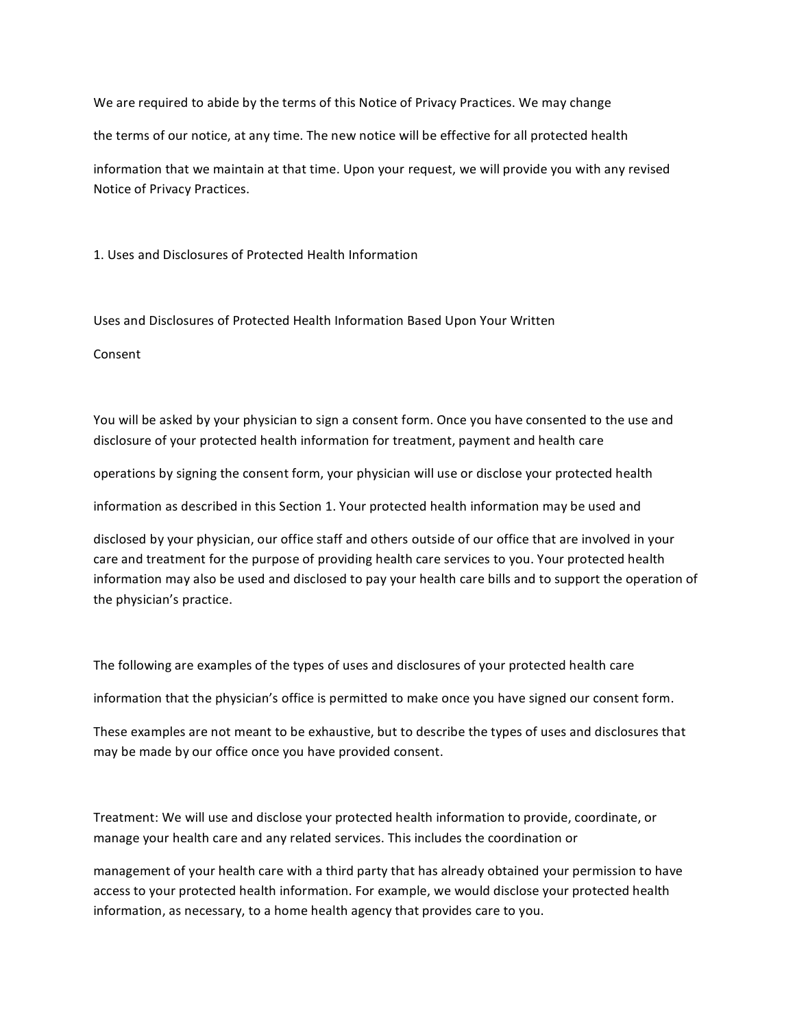We are required to abide by the terms of this Notice of Privacy Practices. We may change the terms of our notice, at any time. The new notice will be effective for all protected health information that we maintain at that time. Upon your request, we will provide you with any revised Notice of Privacy Practices.

## 1. Uses and Disclosures of Protected Health Information

### Uses and Disclosures of Protected Health Information Based Upon Your Written Consent

You will be asked by your physician to sign a consent form. Once you have consented to the use and disclosure of your protected health information for treatment, payment and health care operations by signing the consent form, your physician will use or disclose your protected health information as described in this Section 1. Your protected health information may be used and disclosed by your physician, our office staff and others outside of our office that are involved in your care and treatment for the purpose of providing health care services to you. Your protected health information may also be used and disclosed to pay your health care bills and to support the operation of the physician's practice.

The following are examples of the types of uses and disclosures of your protected health care information that the physician's office is permitted to make once you have signed our consent form. These examples are not meant to be exhaustive, but to describe the types of uses and disclosures that may be made by our office once you have provided consent.

Treatment: We will use and disclose your protected health information to provide, coordinate, or manage your health care and any related services. This includes the coordination or management of your health care with a third party that has already obtained your permission to have access to your protected health information. For example, we would disclose your protected health information, as necessary, to a home health agency that provides care to you.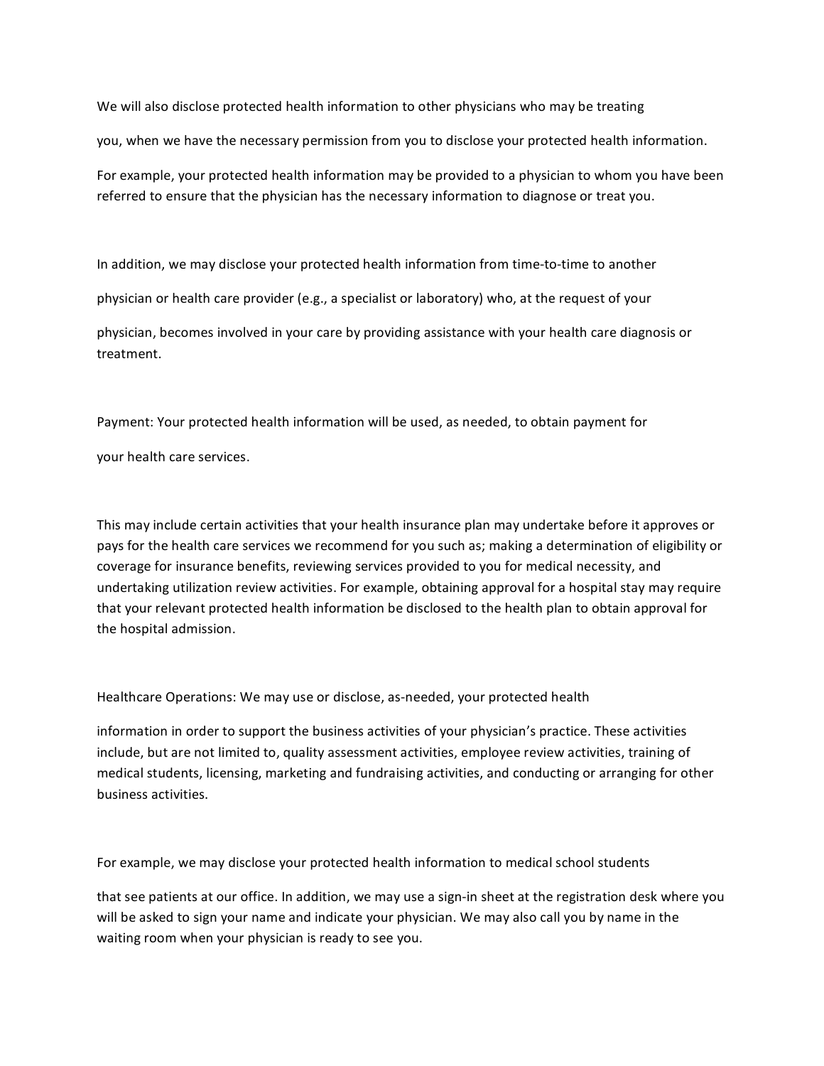We will also disclose protected health information to other physicians who may be treating you, when we have the necessary permission from you to disclose your protected health information.

For example, your protected health information may be provided to a physician to whom you have been referred to ensure that the physician has the necessary information to diagnose or treat you.

In addition, we may disclose your protected health information from time-to-time to another physician or health care provider (e.g., a specialist or laboratory) who, at the request of your physician, becomes involved in your care by providing assistance with your health care diagnosis or treatment.

Payment: Your protected health information will be used, as needed, to obtain payment for your health care services.

This may include certain activities that your health insurance plan may undertake before it approves or pays for the health care services we recommend for you such as; making a determination of eligibility or coverage for insurance benefits, reviewing services provided to you for medical necessity, and undertaking utilization review activities. For example, obtaining approval for a hospital stay may require that your relevant protected health information be disclosed to the health plan to obtain approval for the hospital admission.

Healthcare Operations: We may use or disclose, as-needed, your protected health information in order to support the business activities of your physician's practice. These activities include, but are not limited to, quality assessment activities, employee review activities, training of medical students, licensing, marketing and fundraising activities, and conducting or arranging for other business activities.

For example, we may disclose your protected health information to medical school students that see patients at our office. In addition, we may use a sign-in sheet at the registration desk where you will be asked to sign your name and indicate your physician. We may also call you by name in the waiting room when your physician is ready to see you.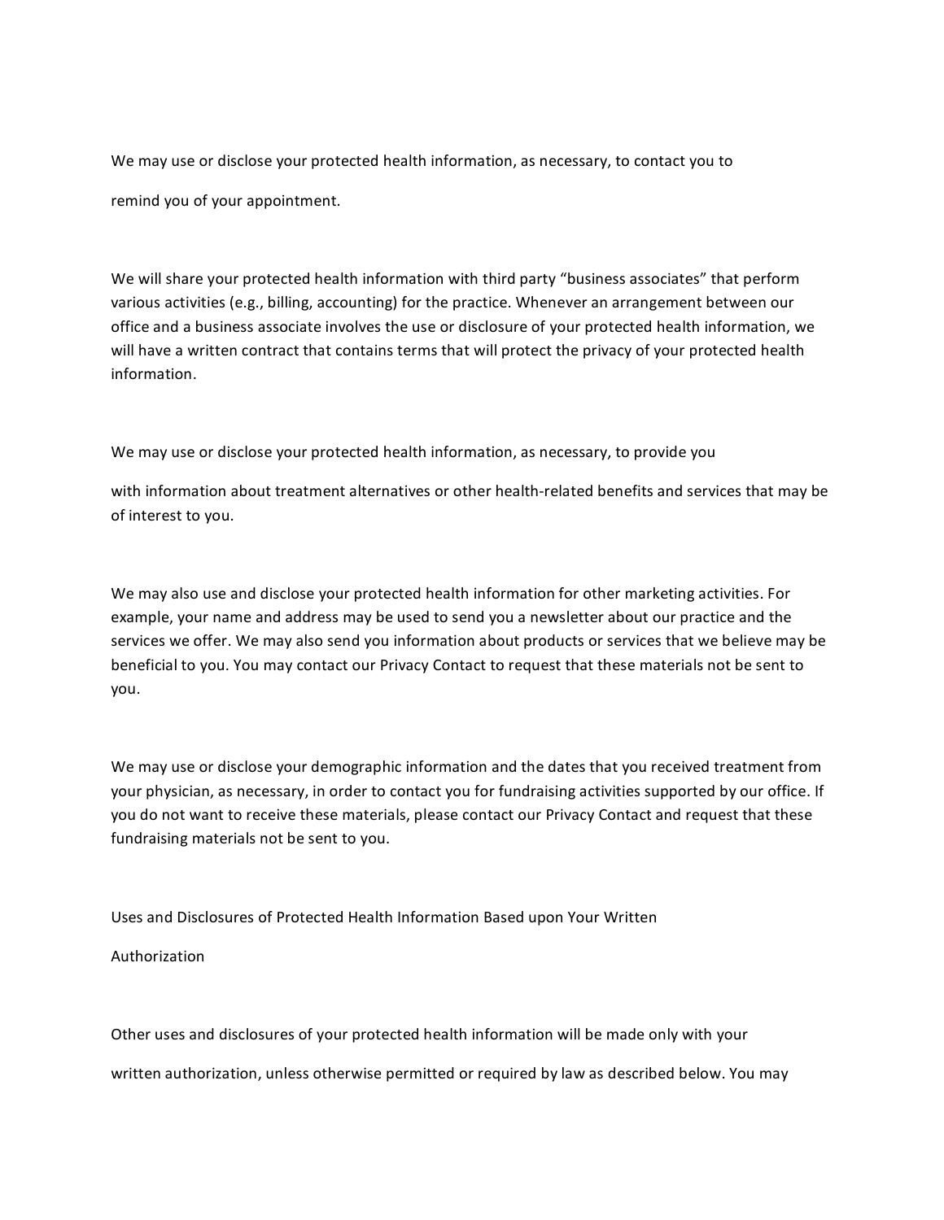We may use or disclose your protected health information, as necessary, to contact you to remind you of your appointment.

We will share your protected health information with third party "business associates" that perform various activities (e.g., billing, accounting) for the practice. Whenever an arrangement between our office and a business associate involves the use or disclosure of your protected health information, we will have a written contract that contains terms that will protect the privacy of your protected health information.

We may use or disclose your protected health information, as necessary, to provide you with information about treatment alternatives or other health-related benefits and services that may be of interest to you.

We may also use and disclose your protected health information for other marketing activities. For example, your name and address may be used to send you a newsletter about our practice and the services we offer. We may also send you information about products or services that we believe may be beneficial to you. You may contact our Privacy Contact to request that these materials not be sent to you.

We may use or disclose your demographic information and the dates that you received treatment from your physician, as necessary, in order to contact you for fundraising activities supported by our office. If you do not want to receive these materials, please contact our Privacy Contact and request that these fundraising materials not be sent to you.

Uses and Disclosures of Protected Health Information Based upon Your Written Authorization

Other uses and disclosures of your protected health information will be made only with your written authorization, unless otherwise permitted or required by law as described below. You may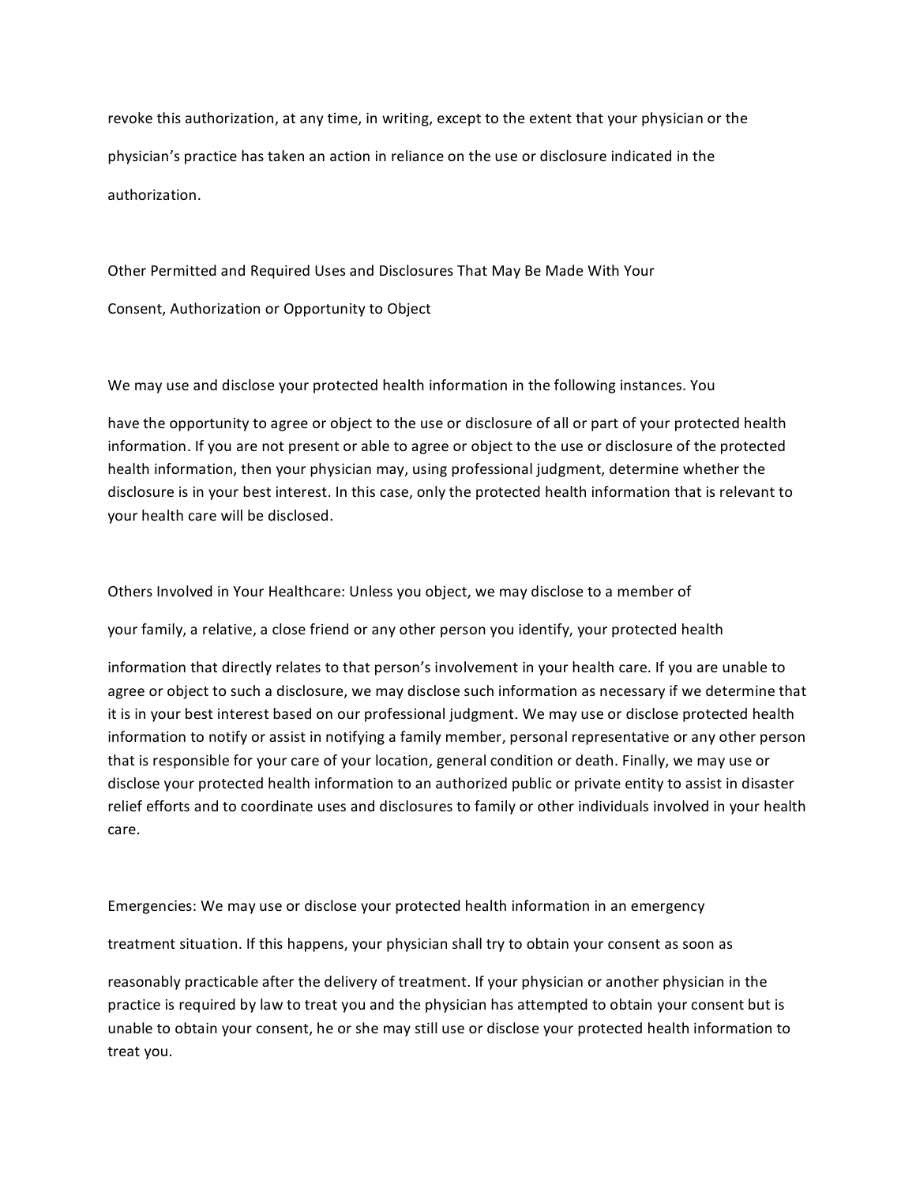revoke this authorization, at any time, in writing, except to the extent that your physician or the physician's practice has taken an action in reliance on the use or disclosure indicated in the authorization.

Other Permitted and Required Uses and Disclosures That May Be Made With Your Consent, Authorization or Opportunity to Object

We may use and disclose your protected health information in the following instances. You have the opportunity to agree or object to the use or disclosure of all or part of your protected health information. If you are not present or able to agree or object to the use or disclosure of the protected health information, then your physician may, using professional judgment, determine whether the disclosure is in your best interest. In this case, only the protected health information that is relevant to your health care will be disclosed.

Others Involved in Your Healthcare: Unless you object, we may disclose to a member of your family, a relative, a close friend or any other person you identify, your protected health information that directly relates to that person's involvement in your health care. If you are unable to agree or object to such a disclosure, we may disclose such information as necessary if we determine that it is in your best interest based on our professional judgment. We may use or disclose protected health information to notify or assist in notifying a family member, personal representative or any other person that is responsible for your care of your location, general condition or death. Finally, we may use or disclose your protected health information to an authorized public or private entity to assist in disaster relief efforts and to coordinate uses and disclosures to family or other individuals involved in your health care.

Emergencies: We may use or disclose your protected health information in an emergency treatment situation. If this happens, your physician shall try to obtain your consent as soon as reasonably practicable after the delivery of treatment. If your physician or another physician in the practice is required by law to treat you and the physician has attempted to obtain your consent but is unable to obtain your consent, he or she may still use or disclose your protected health information to treat you.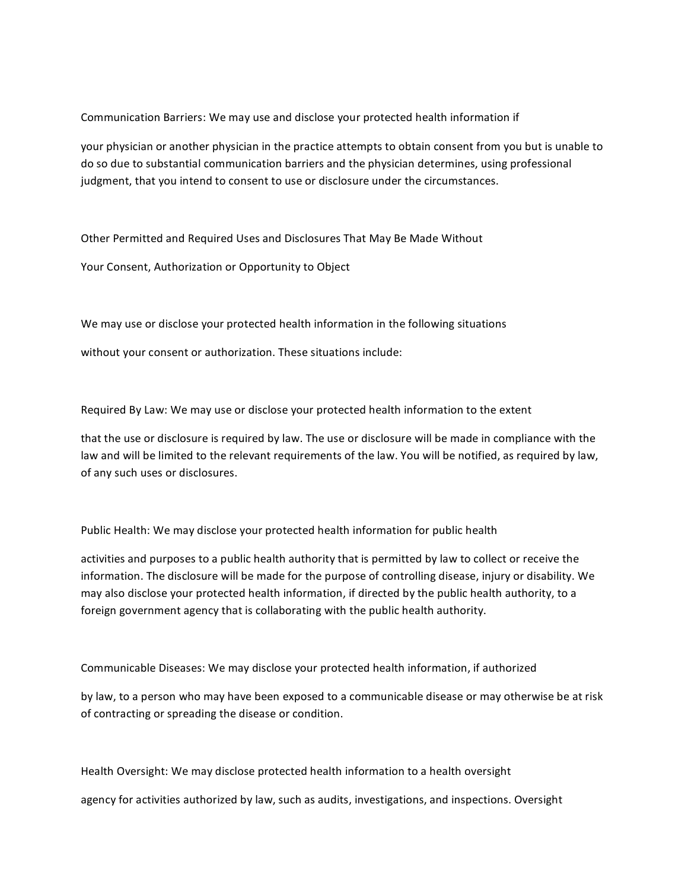Communication Barriers: We may use and disclose your protected health information if

your physician or another physician in the practice attempts to obtain consent from you but is unable to do so due to substantial communication barriers and the physician determines, using professional judgment, that you intend to consent to use or disclosure under the circumstances.

Other Permitted and Required Uses and Disclosures That May Be Made Without

Your Consent, Authorization or Opportunity to Object

We may use or disclose your protected health information in the following situations

without your consent or authorization. These situations include:

Required By Law: We may use or disclose your protected health information to the extent

that the use or disclosure is required by law. The use or disclosure will be made in compliance with the law and will be limited to the relevant requirements of the law. You will be notified, as required by law, of any such uses or disclosures.

Public Health: We may disclose your protected health information for public health

activities and purposes to a public health authority that is permitted by law to collect or receive the information. The disclosure will be made for the purpose of controlling disease, injury or disability. We may also disclose your protected health information, if directed by the public health authority, to a foreign government agency that is collaborating with the public health authority.

Communicable Diseases: We may disclose your protected health information, if authorized

by law, to a person who may have been exposed to a communicable disease or may otherwise be at risk of contracting or spreading the disease or condition.

Health Oversight: We may disclose protected health information to a health oversight

agency for activities authorized by law, such as audits, investigations, and inspections. Oversight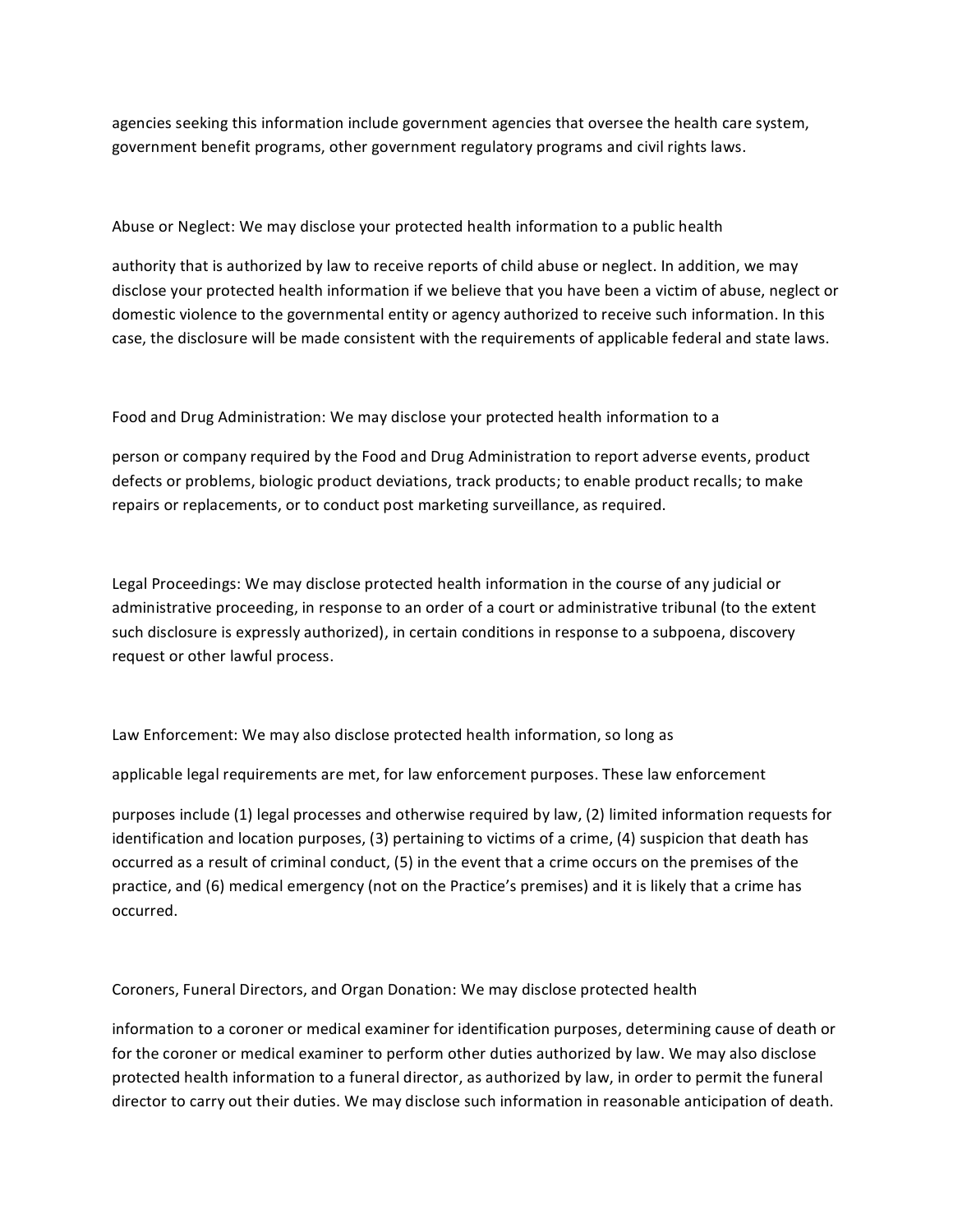agencies seeking this information include government agencies that oversee the health care system, government benefit programs, other government regulatory programs and civil rights laws.

Abuse or Neglect: We may disclose your protected health information to a public health

authority that is authorized by law to receive reports of child abuse or neglect. In addition, we may disclose your protected health information if we believe that you have been a victim of abuse, neglect or domestic violence to the governmental entity or agency authorized to receive such information. In this case, the disclosure will be made consistent with the requirements of applicable federal and state laws.

Food and Drug Administration: We may disclose your protected health information to a

person or company required by the Food and Drug Administration to report adverse events, product defects or problems, biologic product deviations, track products; to enable product recalls; to make repairs or replacements, or to conduct post marketing surveillance, as required.

Legal Proceedings: We may disclose protected health information in the course of any judicial or administrative proceeding, in response to an order of a court or administrative tribunal (to the extent such disclosure is expressly authorized), in certain conditions in response to a subpoena, discovery request or other lawful process.

Law Enforcement: We may also disclose protected health information, so long as

applicable legal requirements are met, for law enforcement purposes. These law enforcement

purposes include (1) legal processes and otherwise required by law, (2) limited information requests for identification and location purposes, (3) pertaining to victims of a crime, (4) suspicion that death has occurred as a result of criminal conduct, (5) in the event that a crime occurs on the premises of the practice, and (6) medical emergency (not on the Practice's premises) and it is likely that a crime has occurred.

Coroners, Funeral Directors, and Organ Donation: We may disclose protected health

information to a coroner or medical examiner for identification purposes, determining cause of death or for the coroner or medical examiner to perform other duties authorized by law. We may also disclose protected health information to a funeral director, as authorized by law, in order to permit the funeral director to carry out their duties. We may disclose such information in reasonable anticipation of death.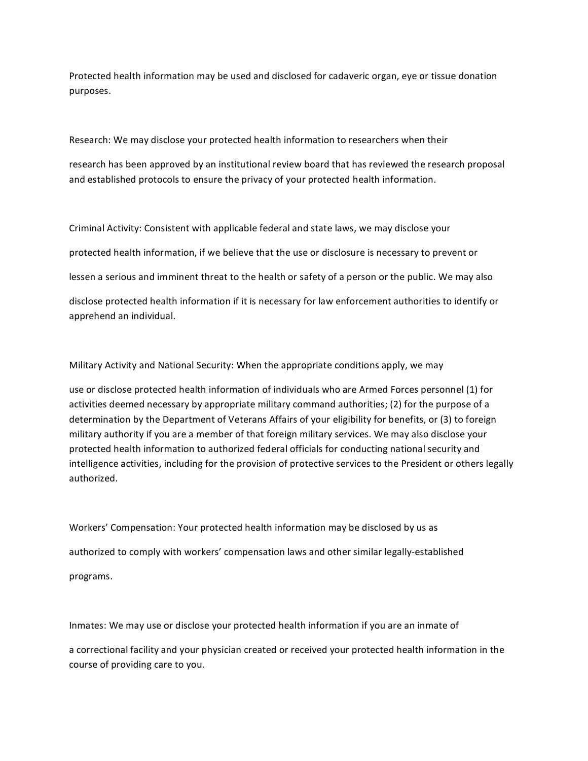Protected health information may be used and disclosed for cadaveric organ, eye or tissue donation purposes.

Research: We may disclose your protected health information to researchers when their research has been approved by an institutional review board that has reviewed the research proposal and established protocols to ensure the privacy of your protected health information.

Criminal Activity: Consistent with applicable federal and state laws, we may disclose your protected health information, if we believe that the use or disclosure is necessary to prevent or lessen a serious and imminent threat to the health or safety of a person or the public. We may also disclose protected health information if it is necessary for law enforcement authorities to identify or apprehend an individual.

Military Activity and National Security: When the appropriate conditions apply, we may use or disclose protected health information of individuals who are Armed Forces personnel (1) for activities deemed necessary by appropriate military command authorities; (2) for the purpose of a determination by the Department of Veterans Affairs of your eligibility for benefits, or (3) to foreign military authority if you are a member of that foreign military services. We may also disclose your protected health information to authorized federal officials for conducting national security and intelligence activities, including for the provision of protective services to the President or others legally authorized.

Workers' Compensation: Your protected health information may be disclosed by us as authorized to comply with workers' compensation laws and other similar legally-established programs.

Inmates: We may use or disclose your protected health information if you are an inmate of a correctional facility and your physician created or received your protected health information in the course of providing care to you.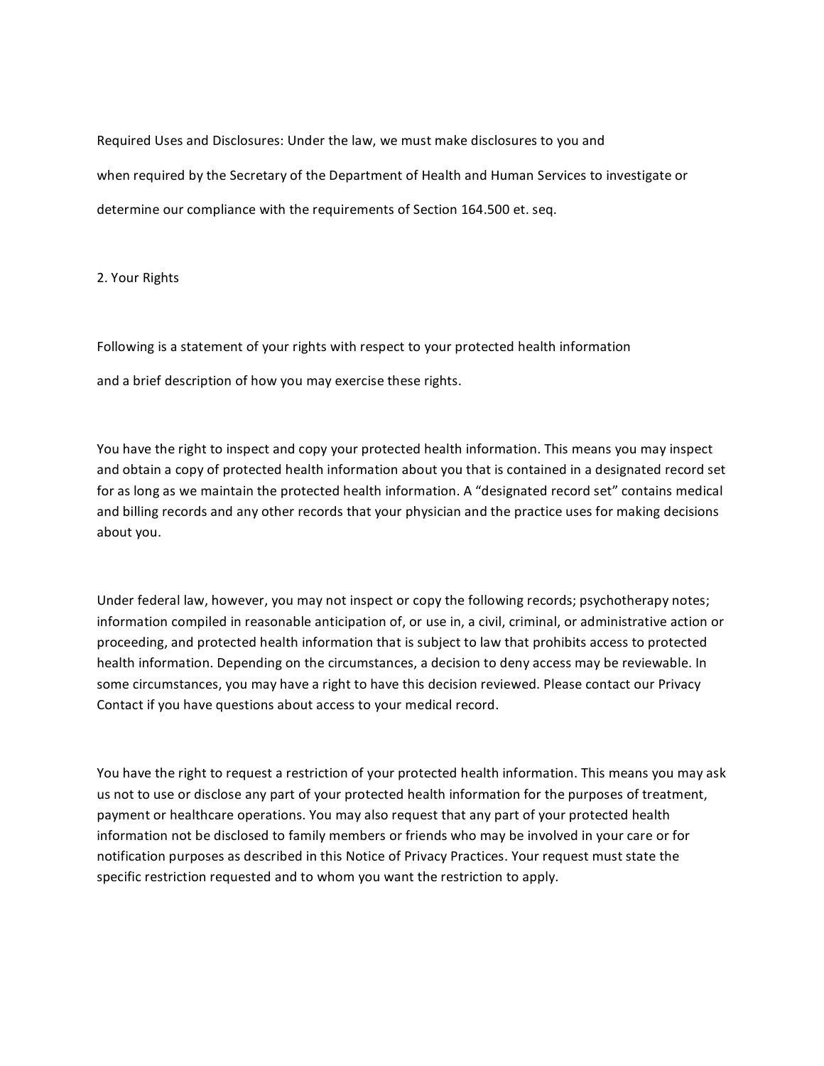Required Uses and Disclosures: Under the law, we must make disclosures to you and when required by the Secretary of the Department of Health and Human Services to investigate or determine our compliance with the requirements of Section 164.500 et. seq.

## 2. Your Rights

Following is a statement of your rights with respect to your protected health information and a brief description of how you may exercise these rights.

You have the right to inspect and copy your protected health information. This means you may inspect and obtain a copy of protected health information about you that is contained in a designated record set for as long as we maintain the protected health information. A "designated record set" contains medical and billing records and any other records that your physician and the practice uses for making decisions about you.

Under federal law, however, you may not inspect or copy the following records; psychotherapy notes; information compiled in reasonable anticipation of, or use in, a civil, criminal, or administrative action or proceeding, and protected health information that is subject to law that prohibits access to protected health information. Depending on the circumstances, a decision to deny access may be reviewable. In some circumstances, you may have a right to have this decision reviewed. Please contact our Privacy Contact if you have questions about access to your medical record.

You have the right to request a restriction of your protected health information. This means you may ask us not to use or disclose any part of your protected health information for the purposes of treatment, payment or healthcare operations. You may also request that any part of your protected health information not be disclosed to family members or friends who may be involved in your care or for notification purposes as described in this Notice of Privacy Practices. Your request must state the specific restriction requested and to whom you want the restriction to apply.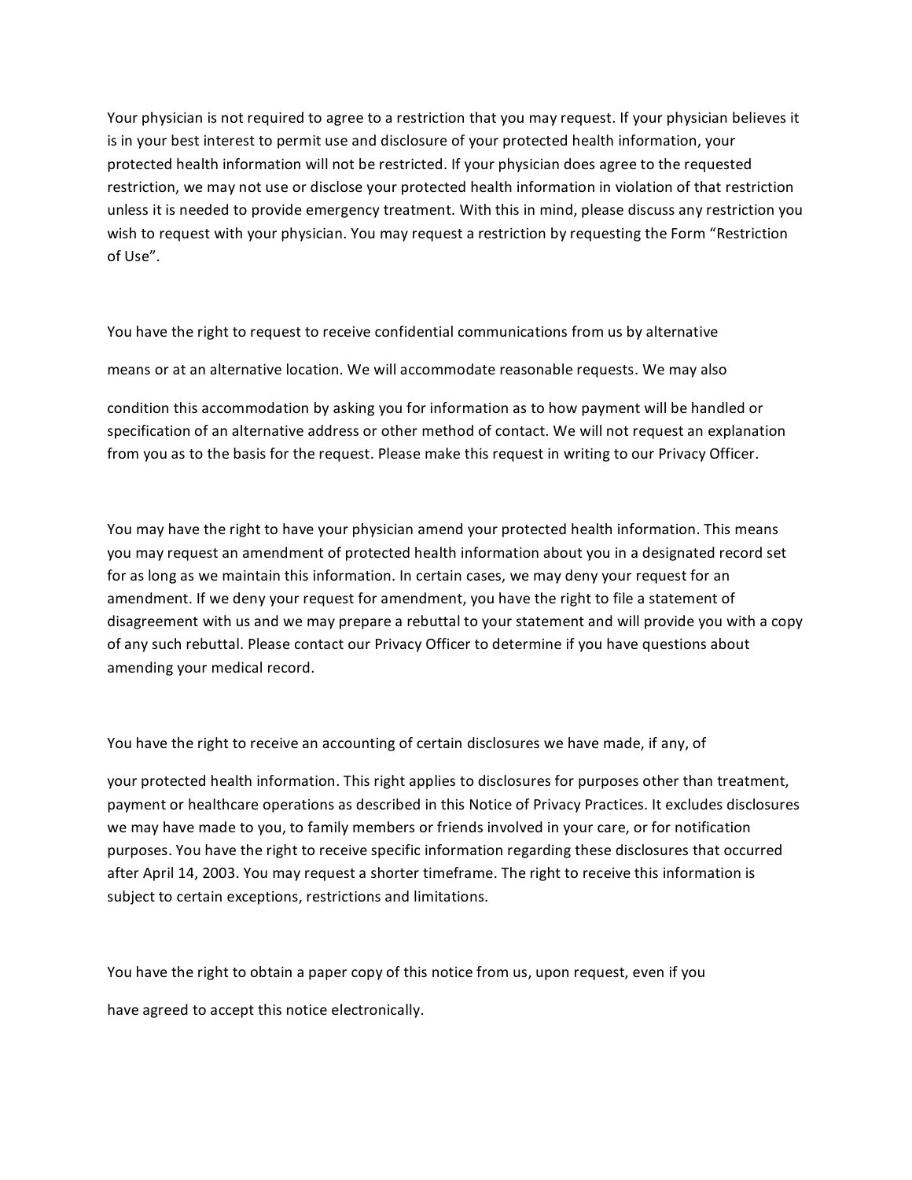Your physician is not required to agree to a restriction that you may request. If your physician believes it is in your best interest to permit use and disclosure of your protected health information, your protected health information will not be restricted. If your physician does agree to the requested restriction, we may not use or disclose your protected health information in violation of that restriction unless it is needed to provide emergency treatment. With this in mind, please discuss any restriction you wish to request with your physician. You may request a restriction by requesting the Form "Restriction of Use".

You have the right to request to receive confidential communications from us by alternative means or at an alternative location. We will accommodate reasonable requests. We may also condition this accommodation by asking you for information as to how payment will be handled or specification of an alternative address or other method of contact. We will not request an explanation from you as to the basis for the request. Please make this request in writing to our Privacy Officer.

You may have the right to have your physician amend your protected health information. This means you may request an amendment of protected health information about you in a designated record set for as long as we maintain this information. In certain cases, we may deny your request for an amendment. If we deny your request for amendment, you have the right to file a statement of disagreement with us and we may prepare a rebuttal to your statement and will provide you with a copy of any such rebuttal. Please contact our Privacy Officer to determine if you have questions about amending your medical record.

You have the right to receive an accounting of certain disclosures we have made, if any, of your protected health information. This right applies to disclosures for purposes other than treatment, payment or healthcare operations as described in this Notice of Privacy Practices. It excludes disclosures we may have made to you, to family members or friends involved in your care, or for notification purposes. You have the right to receive specific information regarding these disclosures that occurred after April 14, 2003. You may request a shorter timeframe. The right to receive this information is subject to certain exceptions, restrictions and limitations.

You have the right to obtain a paper copy of this notice from us, upon request, even if you have agreed to accept this notice electronically.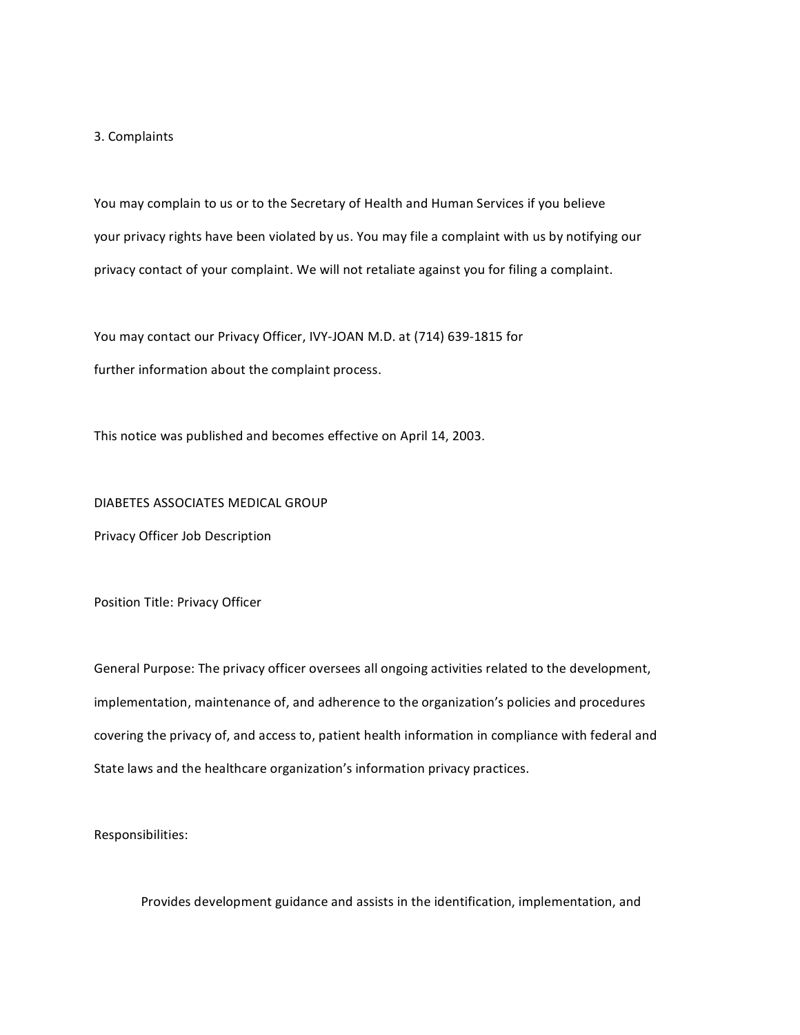3. Complaints

You may complain to us or to the Secretary of Health and Human Services if you believe your privacy rights have been violated by us. You may file a complaint with us by notifying our privacy contact of your complaint. We will not retaliate against you for filing a complaint.

You may contact our Privacy Officer, IVY-JOAN M.D. at (714) 639-1815 for further information about the complaint process.

This notice was published and becomes effective on April 14, 2003.

DIABETES ASSOCIATES MEDICAL GROUP

Privacy Officer Job Description

Position Title: Privacy Officer

General Purpose: The privacy officer oversees all ongoing activities related to the development, implementation, maintenance of, and adherence to the organization's policies and procedures covering the privacy of, and access to, patient health information in compliance with federal and State laws and the healthcare organization's information privacy practices.

Responsibilities:

Provides development guidance and assists in the identification, implementation, and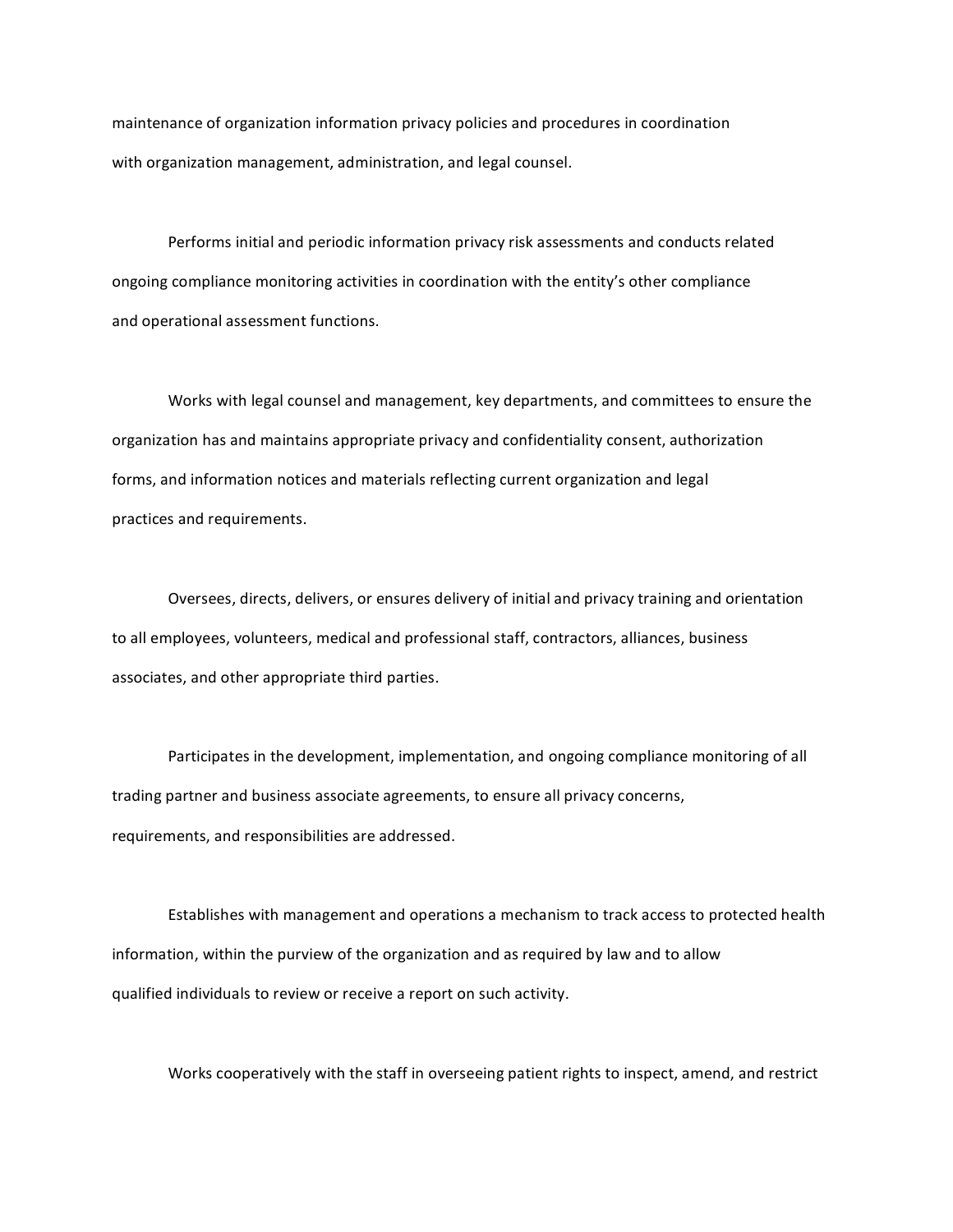maintenance of organization information privacy policies and procedures in coordination with organization management, administration, and legal counsel.

Performs initial and periodic information privacy risk assessments and conducts related ongoing compliance monitoring activities in coordination with the entity's other compliance and operational assessment functions.

Works with legal counsel and management, key departments, and committees to ensure the organization has and maintains appropriate privacy and confidentiality consent, authorization forms, and information notices and materials reflecting current organization and legal practices and requirements.

Oversees, directs, delivers, or ensures delivery of initial and privacy training and orientation to all employees, volunteers, medical and professional staff, contractors, alliances, business associates, and other appropriate third parties.

Participates in the development, implementation, and ongoing compliance monitoring of all trading partner and business associate agreements, to ensure all privacy concerns, requirements, and responsibilities are addressed.

Establishes with management and operations a mechanism to track access to protected health information, within the purview of the organization and as required by law and to allow qualified individuals to review or receive a report on such activity.

Works cooperatively with the staff in overseeing patient rights to inspect, amend, and restrict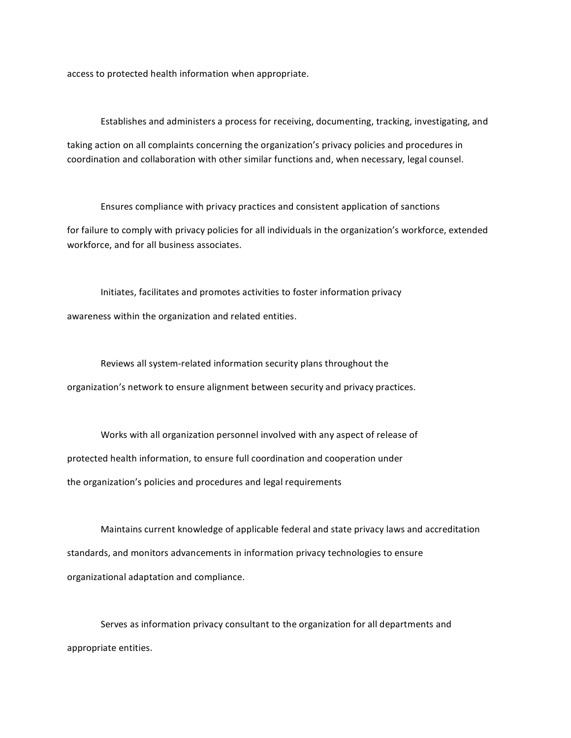access to protected health information when appropriate.

Establishes and administers a process for receiving, documenting, tracking, investigating, and taking action on all complaints concerning the organization's privacy policies and procedures in coordination and collaboration with other similar functions and, when necessary, legal counsel.

Ensures compliance with privacy practices and consistent application of sanctions for failure to comply with privacy policies for all individuals in the organization's workforce, extended workforce, and for all business associates.

Initiates, facilitates and promotes activities to foster information privacy awareness within the organization and related entities.

Reviews all system-related information security plans throughout the organization's network to ensure alignment between security and privacy practices.

Works with all organization personnel involved with any aspect of release of protected health information, to ensure full coordination and cooperation under the organization's policies and procedures and legal requirements

Maintains current knowledge of applicable federal and state privacy laws and accreditation standards, and monitors advancements in information privacy technologies to ensure organizational adaptation and compliance.

Serves as information privacy consultant to the organization for all departments and appropriate entities.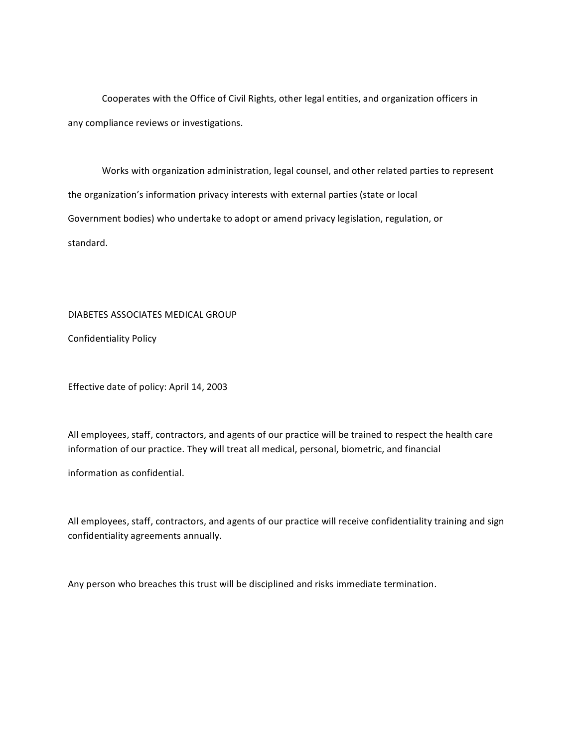Cooperates with the Office of Civil Rights, other legal entities, and organization officers in any compliance reviews or investigations.

Works with organization administration, legal counsel, and other related parties to represent the organization's information privacy interests with external parties (state or local Government bodies) who undertake to adopt or amend privacy legislation, regulation, or standard.

DIABETES ASSOCIATES MEDICAL GROUP

Confidentiality Policy

Effective date of policy: April 14, 2003

All employees, staff, contractors, and agents of our practice will be trained to respect the health care information of our practice. They will treat all medical, personal, biometric, and financial information as confidential.

All employees, staff, contractors, and agents of our practice will receive confidentiality training and sign confidentiality agreements annually.

Any person who breaches this trust will be disciplined and risks immediate termination.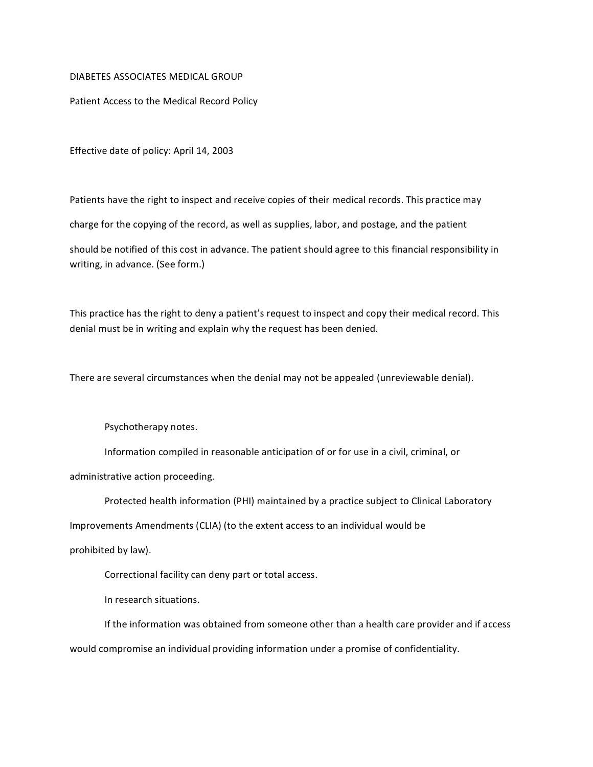DIABETES ASSOCIATES MEDICAL GROUP

Patient Access to the Medical Record Policy

Effective date of policy: April 14, 2003

Patients have the right to inspect and receive copies of their medical records. This practice may charge for the copying of the record, as well as supplies, labor, and postage, and the patient should be notified of this cost in advance. The patient should agree to this financial responsibility in writing, in advance. (See form.)

This practice has the right to deny a patient's request to inspect and copy their medical record. This denial must be in writing and explain why the request has been denied.

There are several circumstances when the denial may not be appealed (unreviewable denial).

- Psychotherapy notes.
- Information compiled in reasonable anticipation of or for use in a civil, criminal, or administrative action proceeding.
- Protected health information (PHI) maintained by a practice subject to Clinical Laboratory Improvements Amendments (CLIA) (to the extent access to an individual would be prohibited by law).
- Correctional facility can deny part or total access.
- In research situations.
- If the information was obtained from someone other than a health care provider and if access would compromise an individual providing information under a promise of confidentiality.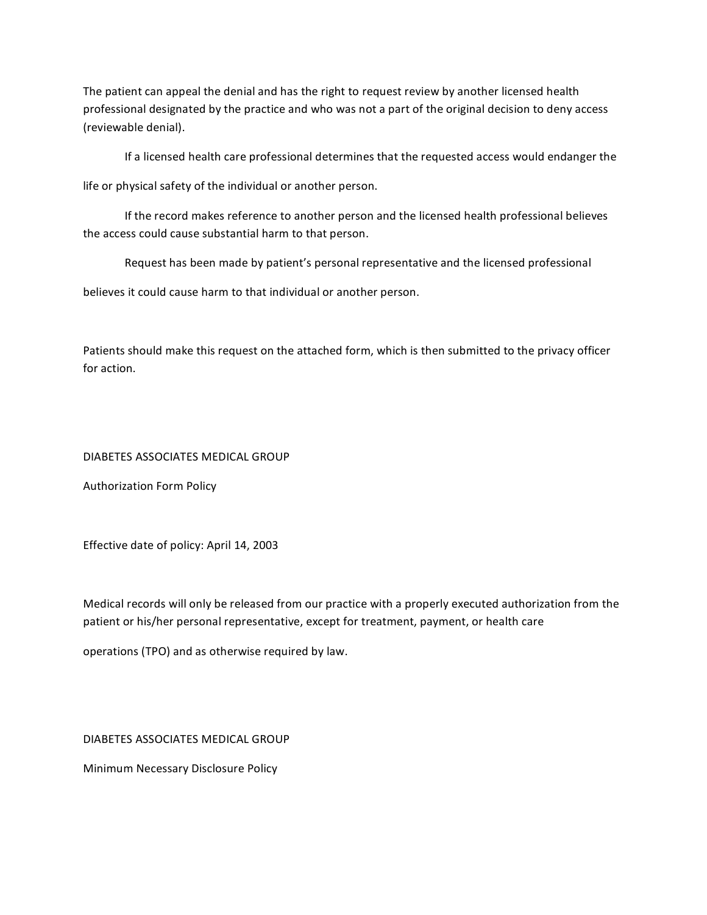The patient can appeal the denial and has the right to request review by another licensed health professional designated by the practice and who was not a part of the original decision to deny access (reviewable denial).

If a licensed health care professional determines that the requested access would endanger the life or physical safety of the individual or another person.

If the record makes reference to another person and the licensed health professional believes the access could cause substantial harm to that person.

Request has been made by patient's personal representative and the licensed professional believes it could cause harm to that individual or another person.

Patients should make this request on the attached form, which is then submitted to the privacy officer for action.

DIABETES ASSOCIATES MEDICAL GROUP

Authorization Form Policy

Effective date of policy: April 14, 2003

Medical records will only be released from our practice with a properly executed authorization from the patient or his/her personal representative, except for treatment, payment, or health care operations (TPO) and as otherwise required by law.

DIABETES ASSOCIATES MEDICAL GROUP

Minimum Necessary Disclosure Policy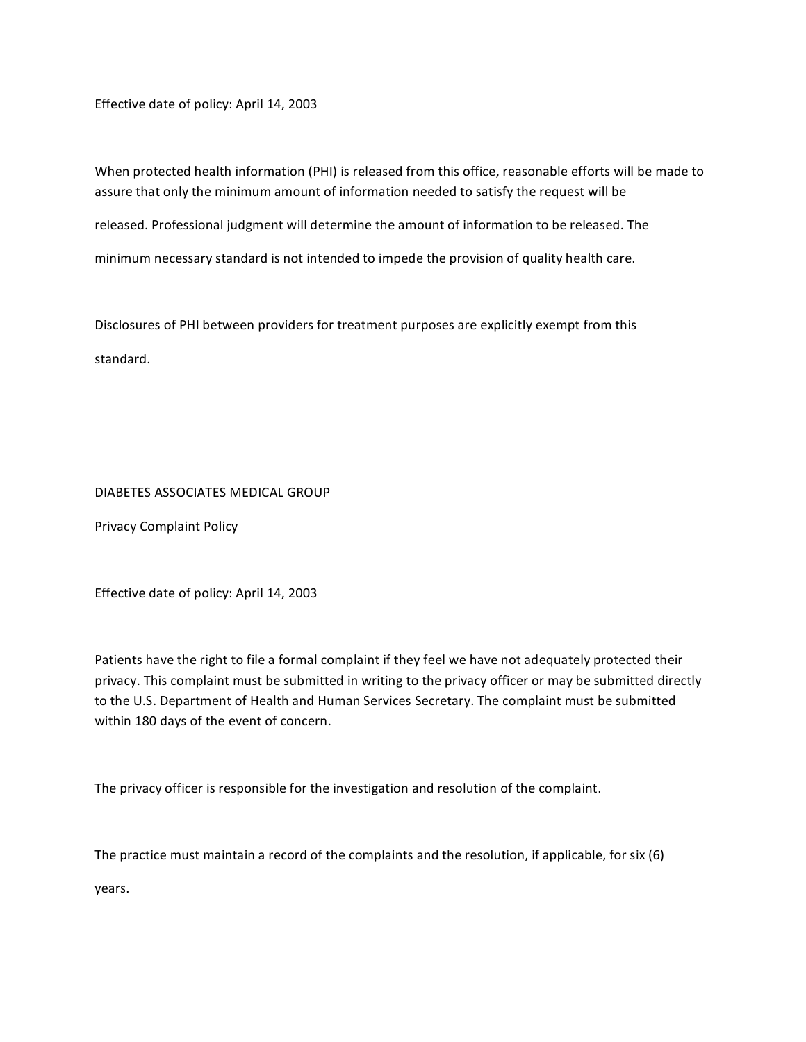Effective date of policy: April 14, 2003

When protected health information (PHI) is released from this office, reasonable efforts will be made to assure that only the minimum amount of information needed to satisfy the request will be released. Professional judgment will determine the amount of information to be released. The minimum necessary standard is not intended to impede the provision of quality health care.

Disclosures of PHI between providers for treatment purposes are explicitly exempt from this standard.

DIABETES ASSOCIATES MEDICAL GROUP

Privacy Complaint Policy

Effective date of policy: April 14, 2003

Patients have the right to file a formal complaint if they feel we have not adequately protected their privacy. This complaint must be submitted in writing to the privacy officer or may be submitted directly to the U.S. Department of Health and Human Services Secretary. The complaint must be submitted within 180 days of the event of concern.

The privacy officer is responsible for the investigation and resolution of the complaint.

The practice must maintain a record of the complaints and the resolution, if applicable, for six (6) years.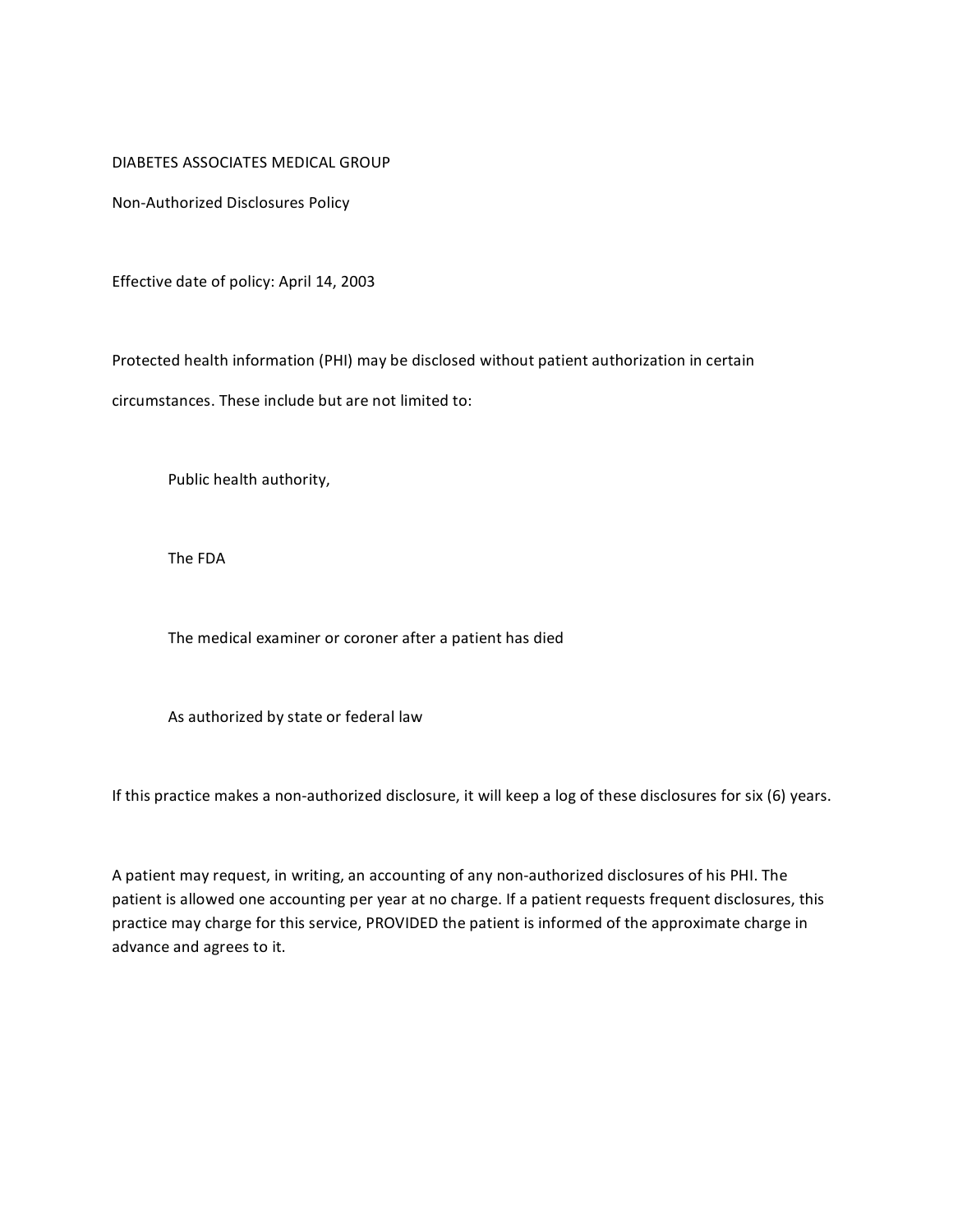DIABETES ASSOCIATES MEDICAL GROUP

Non-Authorized Disclosures Policy

Effective date of policy: April 14, 2003

Protected health information (PHI) may be disclosed without patient authorization in certain circumstances. These include but are not limited to:

- Public health authority,
- The FDA
- The medical examiner or coroner after a patient has died
- As authorized by state or federal law

If this practice makes a non-authorized disclosure, it will keep a log of these disclosures for six (6) years.

A patient may request, in writing, an accounting of any non-authorized disclosures of his PHI. The patient is allowed one accounting per year at no charge. If a patient requests frequent disclosures, this practice may charge for this service, PROVIDED the patient is informed of the approximate charge in advance and agrees to it.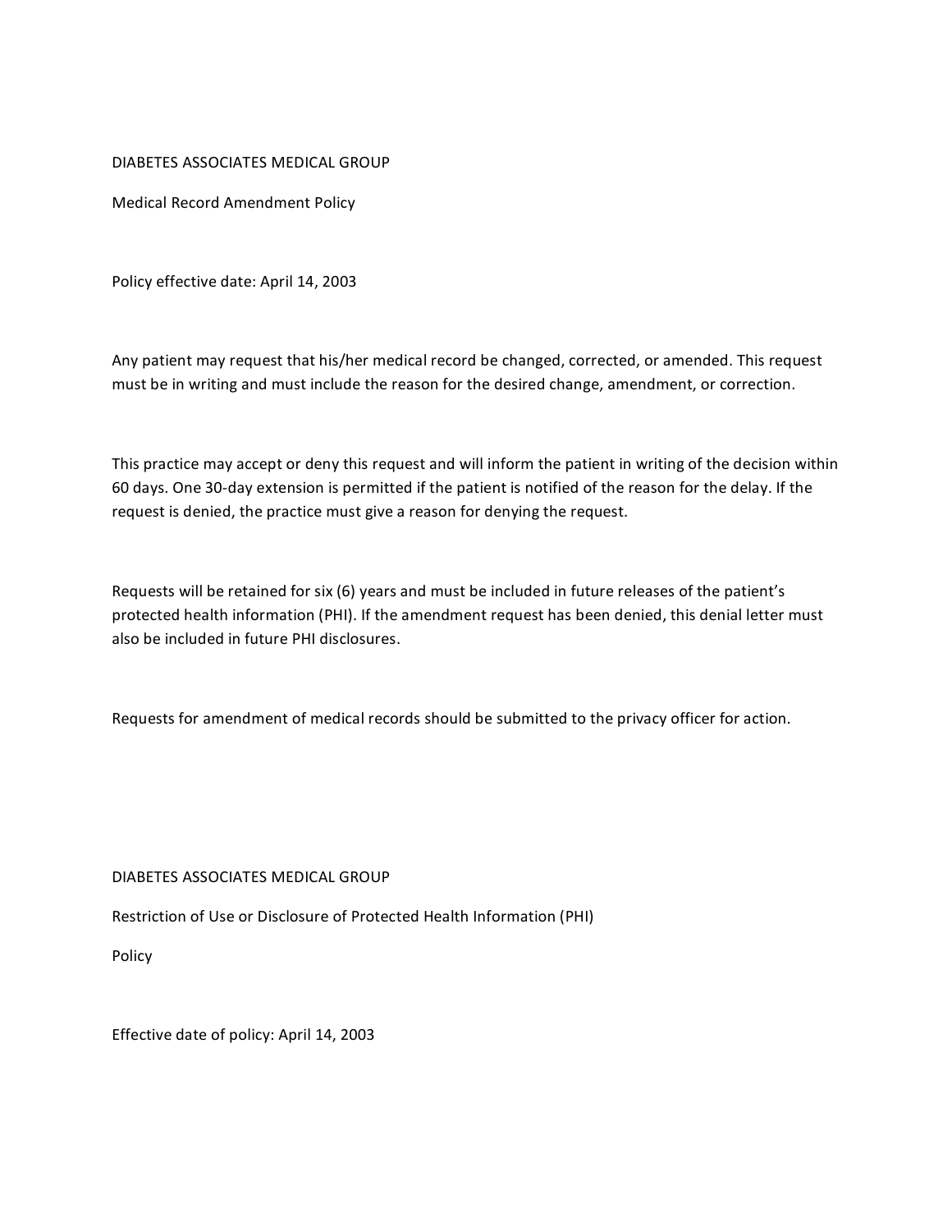DIABETES ASSOCIATES MEDICAL GROUP

Medical Record Amendment Policy

Policy effective date: April 14, 2003

Any patient may request that his/her medical record be changed, corrected, or amended. This request must be in writing and must include the reason for the desired change, amendment, or correction.

This practice may accept or deny this request and will inform the patient in writing of the decision within 60 days. One 30-day extension is permitted if the patient is notified of the reason for the delay. If the request is denied, the practice must give a reason for denying the request.

Requests will be retained for six (6) years and must be included in future releases of the patient's protected health information (PHI). If the amendment request has been denied, this denial letter must also be included in future PHI disclosures.

Requests for amendment of medical records should be submitted to the privacy officer for action.

DIABETES ASSOCIATES MEDICAL GROUP

Restriction of Use or Disclosure of Protected Health Information (PHI)

Policy

Effective date of policy: April 14, 2003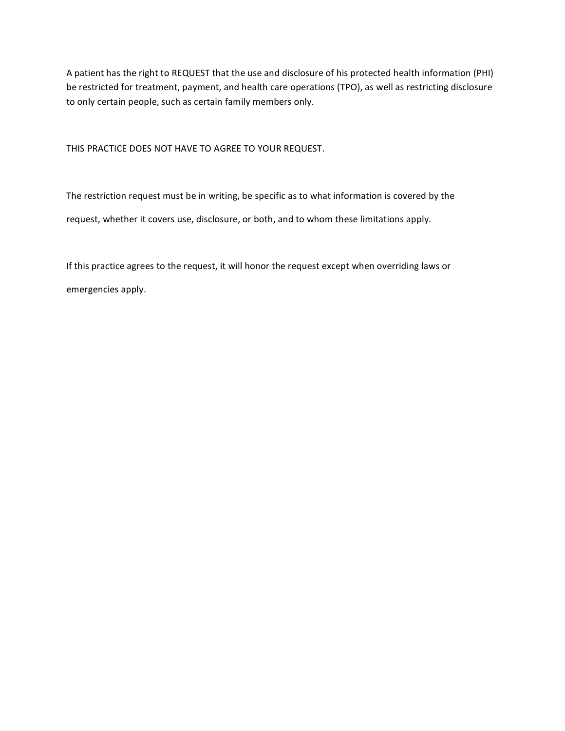A patient has the right to REQUEST that the use and disclosure of his protected health information (PHI) be restricted for treatment, payment, and health care operations (TPO), as well as restricting disclosure to only certain people, such as certain family members only.

THIS PRACTICE DOES NOT HAVE TO AGREE TO YOUR REQUEST.

The restriction request must be in writing, be specific as to what information is covered by the request, whether it covers use, disclosure, or both, and to whom these limitations apply.

If this practice agrees to the request, it will honor the request except when overriding laws or emergencies apply.